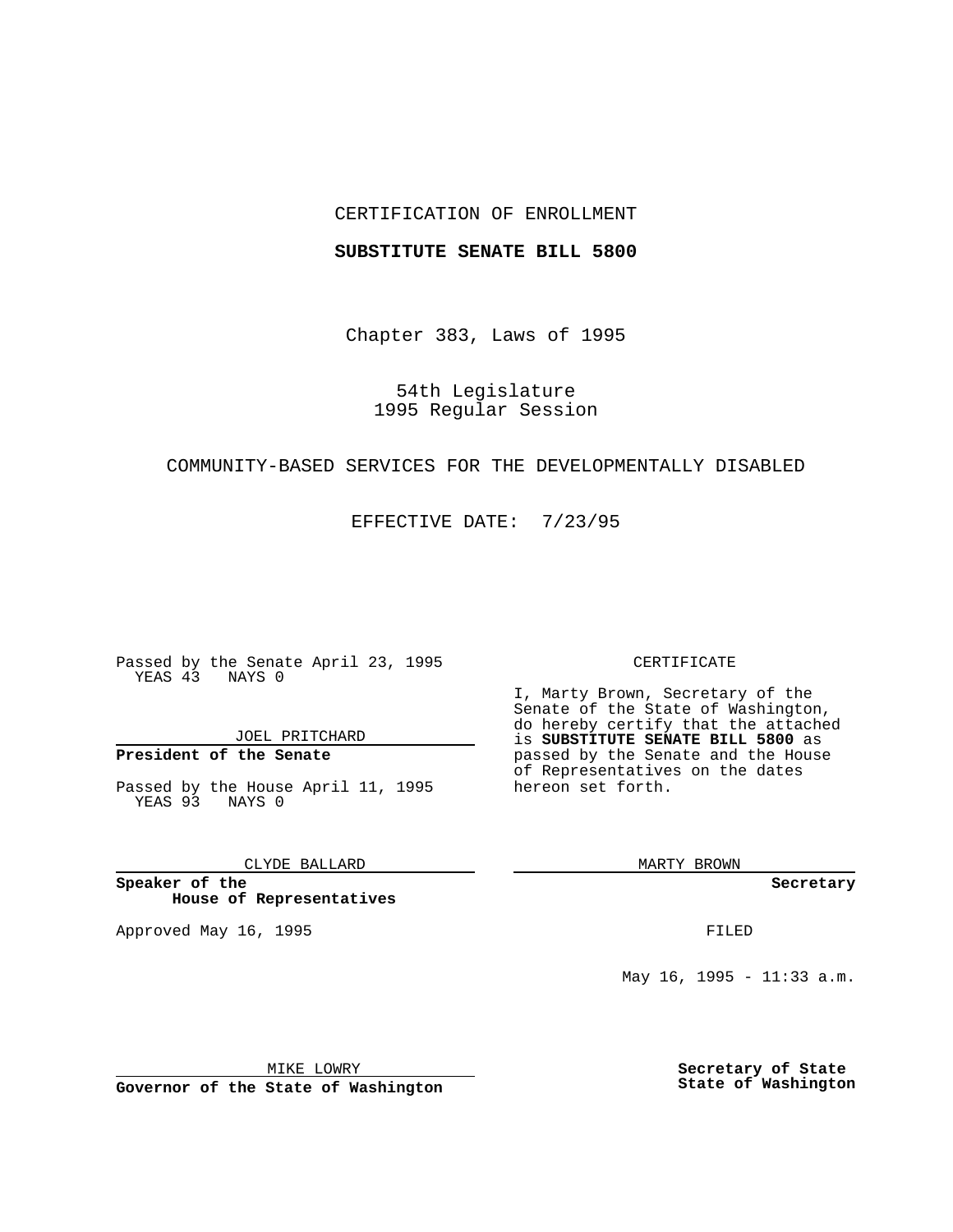CERTIFICATION OF ENROLLMENT

**SUBSTITUTE SENATE BILL 5800**

Chapter 383, Laws of 1995

54th Legislature
1995 Regular Session

COMMUNITY-BASED SERVICES FOR THE DEVELOPMENTALLY DISABLED

EFFECTIVE DATE: 7/23/95

Passed by the Senate April 23, 1995
YEAS 43 NAYS 0

JOEL PRITCHARD

**President of the Senate**

Passed by the House April 11, 1995
YEAS 93 NAYS 0

CLYDE BALLARD

**Speaker of the House of Representatives**

Approved May 16, 1995

MIKE LOWRY

**Governor of the State of Washington**

CERTIFICATE

I, Marty Brown, Secretary of the Senate of the State of Washington, do hereby certify that the attached is **SUBSTITUTE SENATE BILL 5800** as passed by the Senate and the House of Representatives on the dates hereon set forth.

MARTY BROWN

**Secretary**

FILED

May 16, 1995 - 11:33 a.m.

**Secretary of State State of Washington**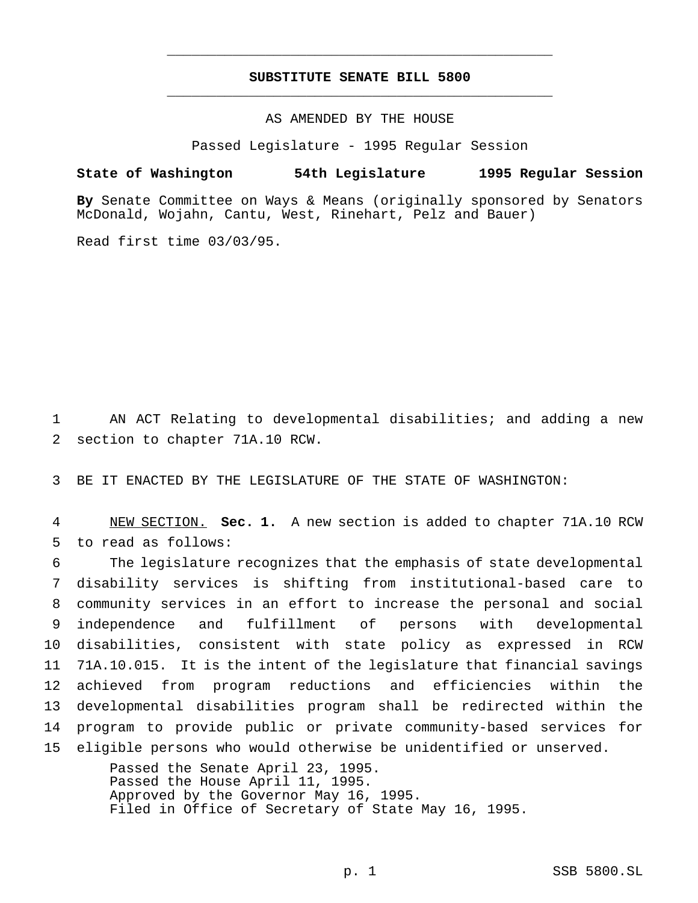# SUBSTITUTE SENATE BILL 5800

AS AMENDED BY THE HOUSE

Passed Legislature - 1995 Regular Session

**State of Washington 54th Legislature 1995 Regular Session**

**By** Senate Committee on Ways & Means (originally sponsored by Senators McDonald, Wojahn, Cantu, West, Rinehart, Pelz and Bauer)

Read first time 03/03/95.

AN ACT Relating to developmental disabilities; and adding a new section to chapter 71A.10 RCW.

BE IT ENACTED BY THE LEGISLATURE OF THE STATE OF WASHINGTON:

NEW SECTION. **Sec. 1.** A new section is added to chapter 71A.10 RCW to read as follows:

The legislature recognizes that the emphasis of state developmental disability services is shifting from institutional-based care to community services in an effort to increase the personal and social independence and fulfillment of persons with developmental disabilities, consistent with state policy as expressed in RCW 71A.10.015. It is the intent of the legislature that financial savings achieved from program reductions and efficiencies within the developmental disabilities program shall be redirected within the program to provide public or private community-based services for eligible persons who would otherwise be unidentified or unserved.

Passed the Senate April 23, 1995.
Passed the House April 11, 1995.
Approved by the Governor May 16, 1995.
Filed in Office of Secretary of State May 16, 1995.